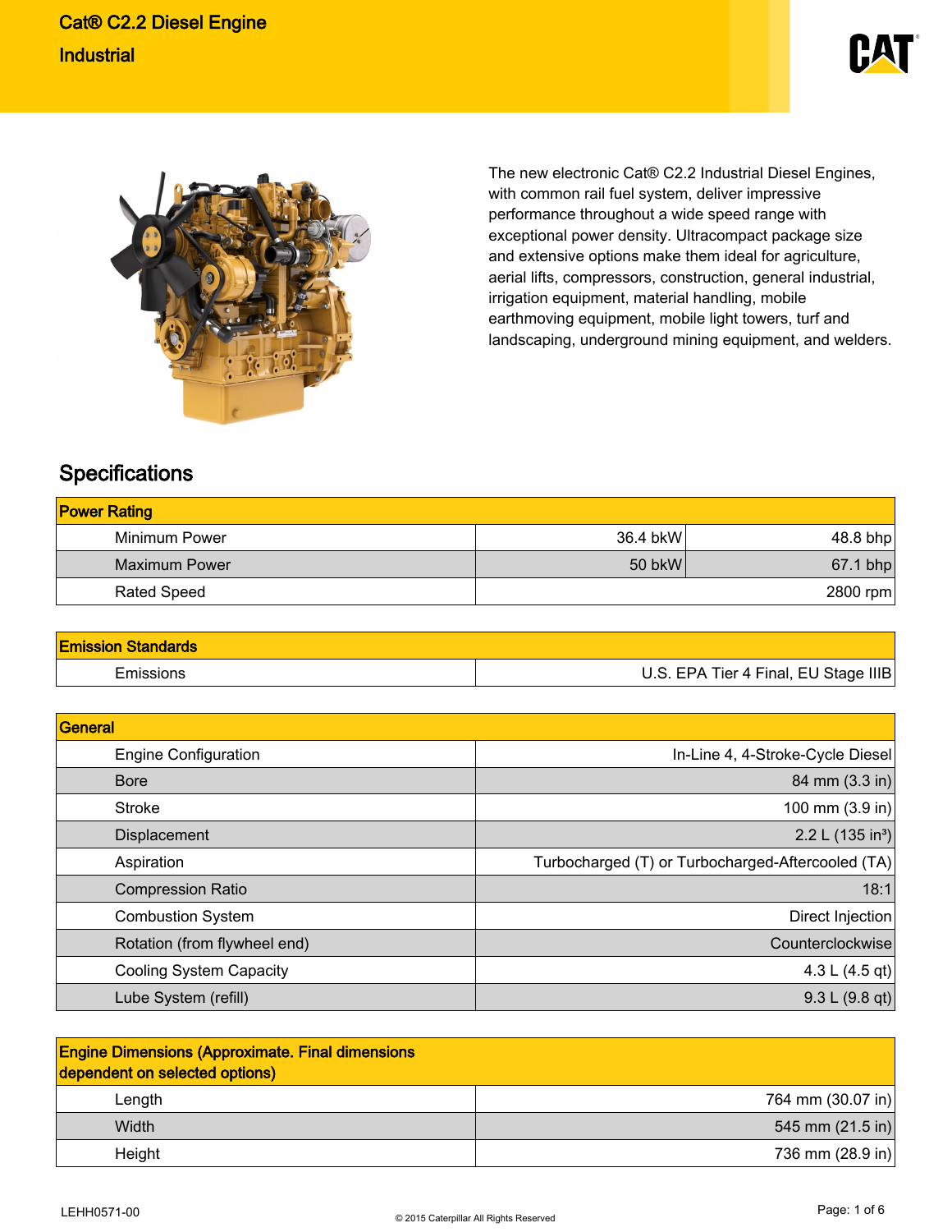# Cat® C2.2 Diesel Engine

## Industrial

The new electronic Cat® C2.2 Industrial Diesel Engines, with common rail fuel system, deliver impressive performance throughout a wide speed range with exceptional power density. Ultracompact package size and extensive options make them ideal for agriculture, aerial lifts, compressors, construction, general industrial, irrigation equipment, material handling, mobile earthmoving equipment, mobile light towers, turf and landscaping, underground mining equipment, and welders.

## Specifications

| Power Rating | | |
|---|---|---|
| Minimum Power | 36.4 bkW | 48.8 bhp |
| Maximum Power | 50 bkW | 67.1 bhp |
| Rated Speed | | 2800 rpm |

| Emission Standards | |
|---|---|
| Emissions | U.S. EPA Tier 4 Final, EU Stage IIIB |

| General | |
|---|---|
| Engine Configuration | In-Line 4, 4-Stroke-Cycle Diesel |
| Bore | 84 mm (3.3 in) |
| Stroke | 100 mm (3.9 in) |
| Displacement | 2.2 L (135 in³) |
| Aspiration | Turbocharged (T) or Turbocharged-Aftercooled (TA) |
| Compression Ratio | 18:1 |
| Combustion System | Direct Injection |
| Rotation (from flywheel end) | Counterclockwise |
| Cooling System Capacity | 4.3 L (4.5 qt) |
| Lube System (refill) | 9.3 L (9.8 qt) |

| Engine Dimensions (Approximate. Final dimensions dependent on selected options) | |
|---|---|
| Length | 764 mm (30.07 in) |
| Width | 545 mm (21.5 in) |
| Height | 736 mm (28.9 in) |

LEHH0571-00

© 2015 Caterpillar All Rights Reserved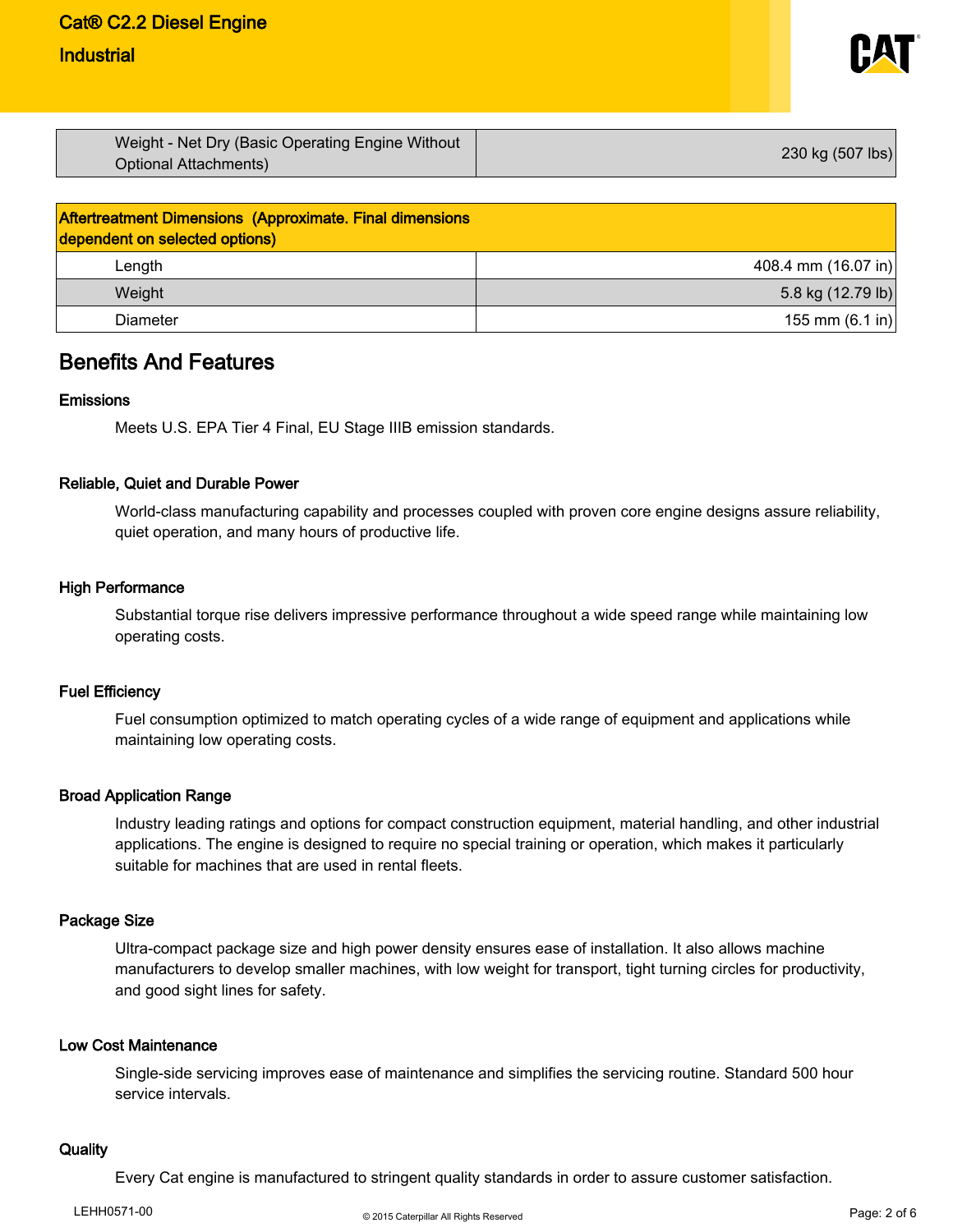| Weight - Net Dry (Basic Operating Engine Without Optional Attachments) | 230 kg (507 lbs) |
| --- | --- |

| Aftertreatment Dimensions (Approximate. Final dimensions dependent on selected options) | |
| --- | --- |
| Length | 408.4 mm (16.07 in) |
| Weight | 5.8 kg (12.79 lb) |
| Diameter | 155 mm (6.1 in) |

## Benefits And Features

### Emissions

Meets U.S. EPA Tier 4 Final, EU Stage IIIB emission standards.

### Reliable, Quiet and Durable Power

World-class manufacturing capability and processes coupled with proven core engine designs assure reliability, quiet operation, and many hours of productive life.

### High Performance

Substantial torque rise delivers impressive performance throughout a wide speed range while maintaining low operating costs.

### Fuel Efficiency

Fuel consumption optimized to match operating cycles of a wide range of equipment and applications while maintaining low operating costs.

### Broad Application Range

Industry leading ratings and options for compact construction equipment, material handling, and other industrial applications. The engine is designed to require no special training or operation, which makes it particularly suitable for machines that are used in rental fleets.

### Package Size

Ultra-compact package size and high power density ensures ease of installation. It also allows machine manufacturers to develop smaller machines, with low weight for transport, tight turning circles for productivity, and good sight lines for safety.

### Low Cost Maintenance

Single-side servicing improves ease of maintenance and simplifies the servicing routine. Standard 500 hour service intervals.

### Quality

Every Cat engine is manufactured to stringent quality standards in order to assure customer satisfaction.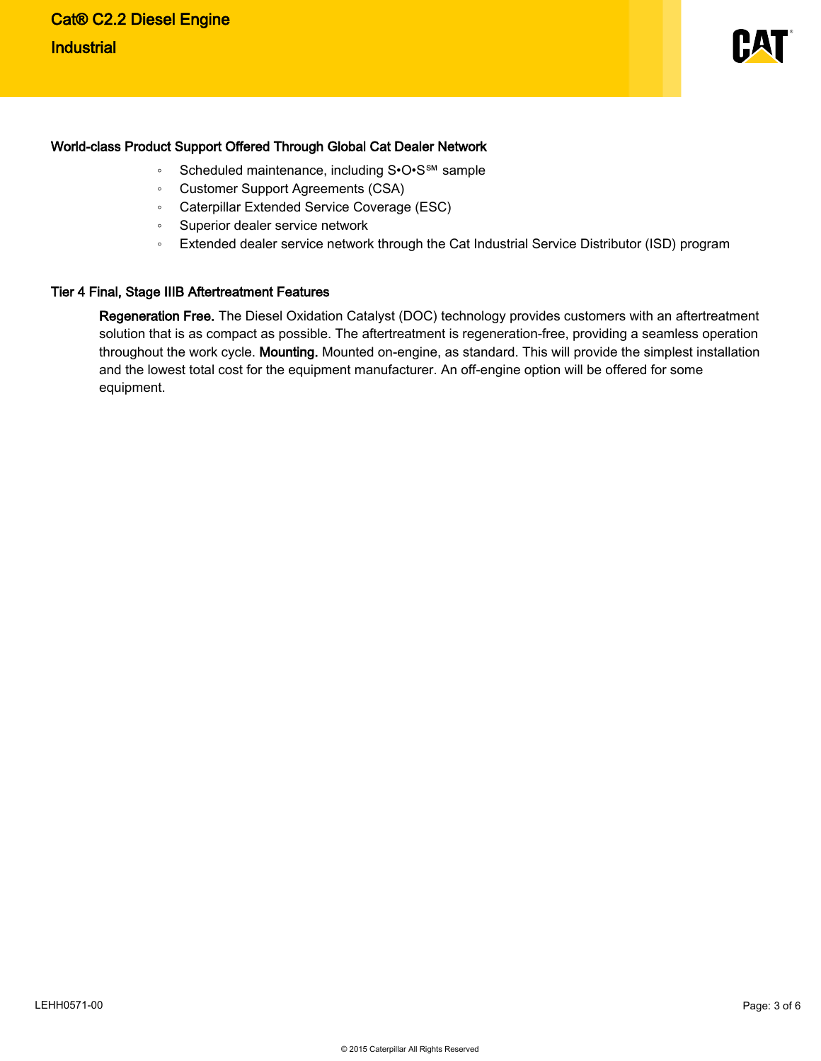## World-class Product Support Offered Through Global Cat Dealer Network

- Scheduled maintenance, including S•O•S℠ sample
- Customer Support Agreements (CSA)
- Caterpillar Extended Service Coverage (ESC)
- Superior dealer service network
- Extended dealer service network through the Cat Industrial Service Distributor (ISD) program

## Tier 4 Final, Stage IIIB Aftertreatment Features

**Regeneration Free.** The Diesel Oxidation Catalyst (DOC) technology provides customers with an aftertreatment solution that is as compact as possible. The aftertreatment is regeneration-free, providing a seamless operation throughout the work cycle. **Mounting.** Mounted on-engine, as standard. This will provide the simplest installation and the lowest total cost for the equipment manufacturer. An off-engine option will be offered for some equipment.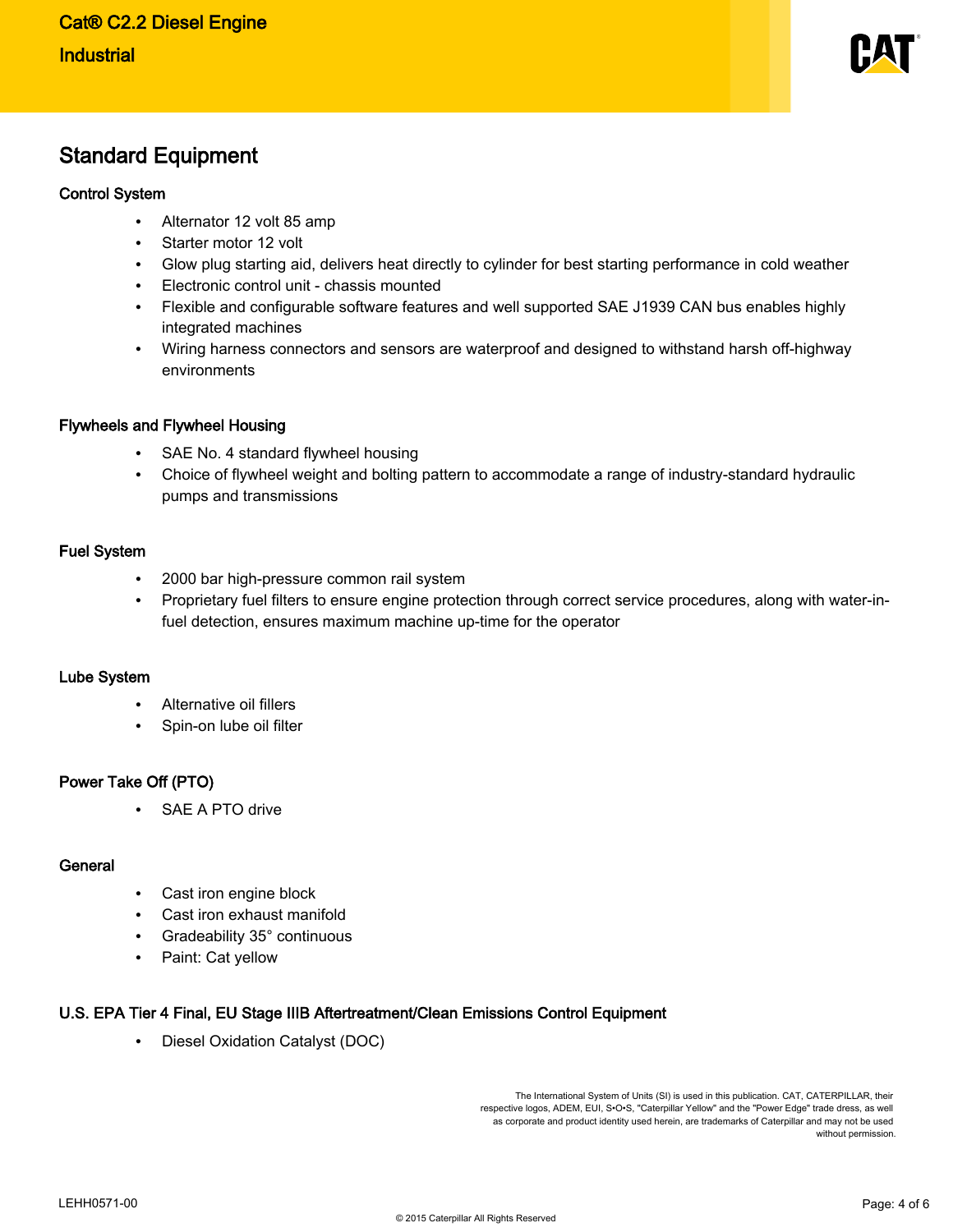## Standard Equipment

### Control System

- Alternator 12 volt 85 amp
- Starter motor 12 volt
- Glow plug starting aid, delivers heat directly to cylinder for best starting performance in cold weather
- Electronic control unit - chassis mounted
- Flexible and configurable software features and well supported SAE J1939 CAN bus enables highly integrated machines
- Wiring harness connectors and sensors are waterproof and designed to withstand harsh off-highway environments

### Flywheels and Flywheel Housing

- SAE No. 4 standard flywheel housing
- Choice of flywheel weight and bolting pattern to accommodate a range of industry-standard hydraulic pumps and transmissions

### Fuel System

- 2000 bar high-pressure common rail system
- Proprietary fuel filters to ensure engine protection through correct service procedures, along with water-in-fuel detection, ensures maximum machine up-time for the operator

### Lube System

- Alternative oil fillers
- Spin-on lube oil filter

### Power Take Off (PTO)

- SAE A PTO drive

### General

- Cast iron engine block
- Cast iron exhaust manifold
- Gradeability 35° continuous
- Paint: Cat yellow

### U.S. EPA Tier 4 Final, EU Stage IIIB Aftertreatment/Clean Emissions Control Equipment

- Diesel Oxidation Catalyst (DOC)

The International System of Units (SI) is used in this publication. CAT, CATERPILLAR, their respective logos, ADEM, EUI, S•O•S, "Caterpillar Yellow" and the "Power Edge" trade dress, as well as corporate and product identity used herein, are trademarks of Caterpillar and may not be used without permission.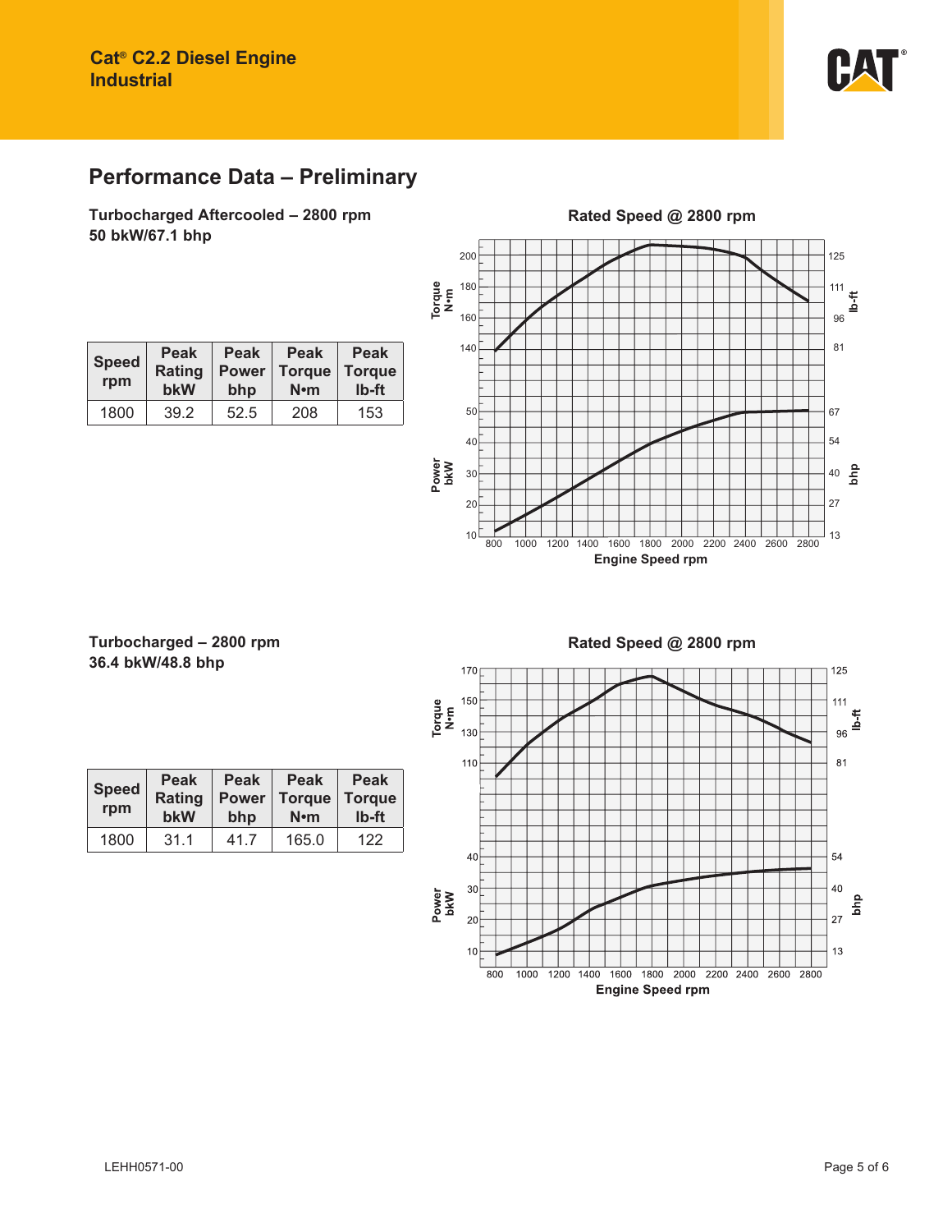## Performance Data – Preliminary

**Turbocharged Aftercooled – 2800 rpm**
**50 bkW/67.1 bhp**

| Speed rpm | Peak Rating bkW | Peak Power bhp | Peak Torque N•m | Peak Torque lb-ft |
|---|---|---|---|---|
| 1800 | 39.2 | 52.5 | 208 | 153 |

**Rated Speed @ 2800 rpm**

Torque N•m: 140, 160, 180, 200 — lb-ft: 81, 96, 111, 125

Power bkW: 10, 20, 30, 40, 50 — bhp: 13, 27, 40, 54, 67

Engine Speed rpm: 800, 1000, 1200, 1400, 1600, 1800, 2000, 2200, 2400, 2600, 2800

**Turbocharged – 2800 rpm**
**36.4 bkW/48.8 bhp**

| Speed rpm | Peak Rating bkW | Peak Power bhp | Peak Torque N•m | Peak Torque lb-ft |
|---|---|---|---|---|
| 1800 | 31.1 | 41.7 | 165.0 | 122 |

**Rated Speed @ 2800 rpm**

Torque N•m: 110, 130, 150, 170 — lb-ft: 81, 96, 111, 125

Power bkW: 10, 20, 30, 40 — bhp: 13, 27, 40, 54

Engine Speed rpm: 800, 1000, 1200, 1400, 1600, 1800, 2000, 2200, 2400, 2600, 2800

LEHH0571-00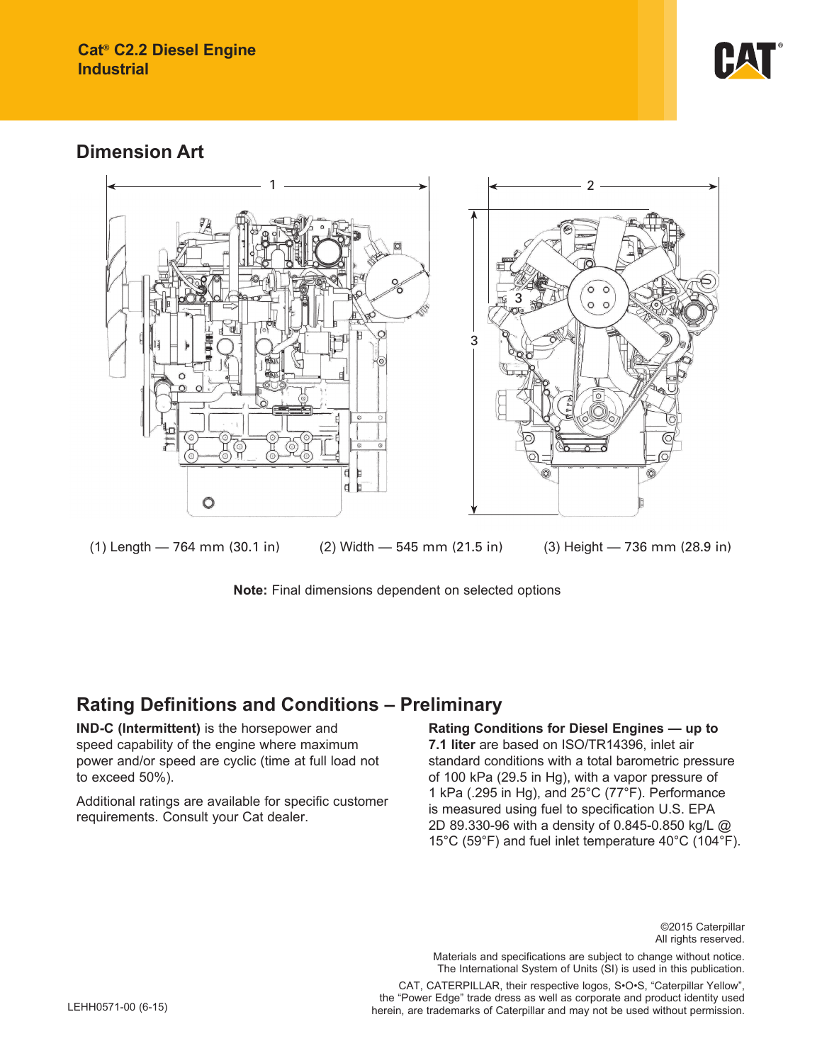## Dimension Art

1

2

3

(1) Length — 764 mm (30.1 in)

(2) Width — 545 mm (21.5 in)

(3) Height — 736 mm (28.9 in)

**Note:** Final dimensions dependent on selected options

## Rating Definitions and Conditions – Preliminary

**IND-C (Intermittent)** is the horsepower and speed capability of the engine where maximum power and/or speed are cyclic (time at full load not to exceed 50%).

Additional ratings are available for specific customer requirements. Consult your Cat dealer.

**Rating Conditions for Diesel Engines — up to 7.1 liter** are based on ISO/TR14396, inlet air standard conditions with a total barometric pressure of 100 kPa (29.5 in Hg), with a vapor pressure of 1 kPa (.295 in Hg), and 25°C (77°F). Performance is measured using fuel to specification U.S. EPA 2D 89.330-96 with a density of 0.845-0.850 kg/L @ 15°C (59°F) and fuel inlet temperature 40°C (104°F).

©2015 Caterpillar
All rights reserved.

Materials and specifications are subject to change without notice.
The International System of Units (SI) is used in this publication.

CAT, CATERPILLAR, their respective logos, S•O•S, “Caterpillar Yellow”, the “Power Edge” trade dress as well as corporate and product identity used herein, are trademarks of Caterpillar and may not be used without permission.

LEHH0571-00 (6-15)